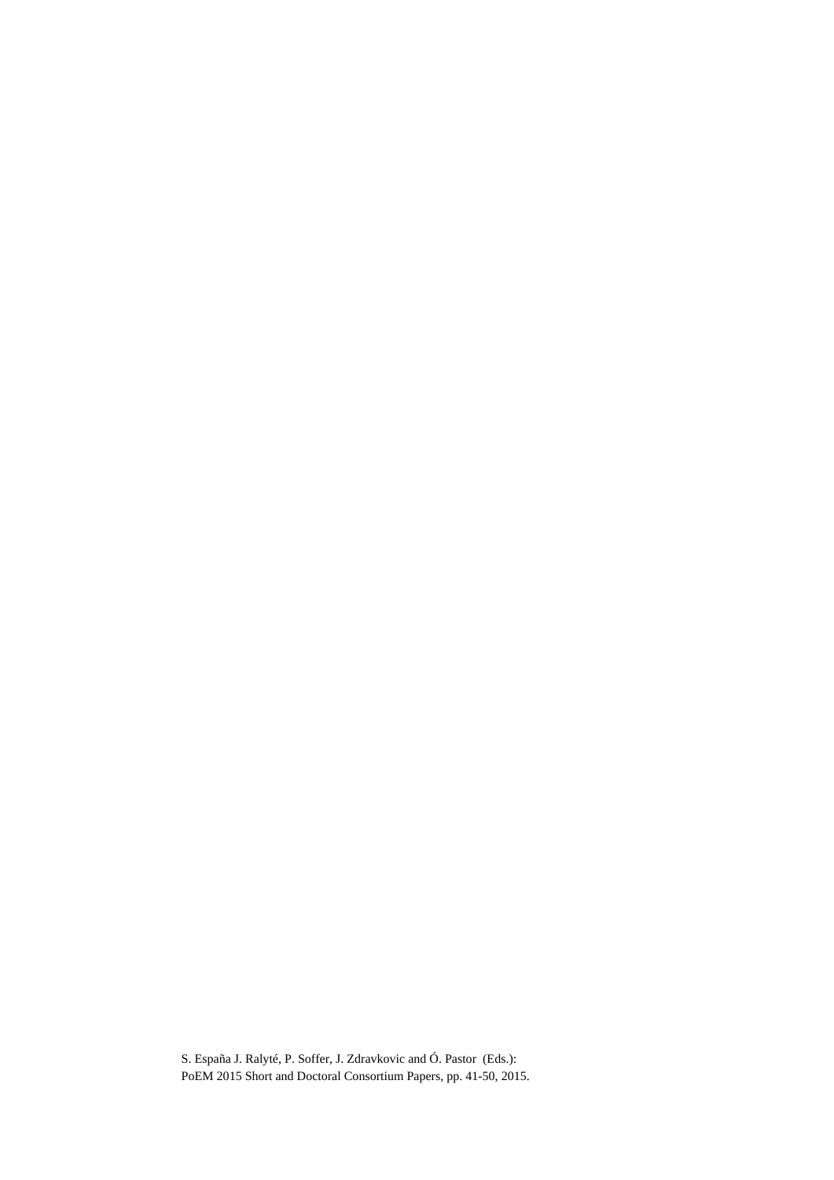S. España J. Ralyté, P. Soffer, J. Zdravkovic and Ó. Pastor (Eds.):
PoEM 2015 Short and Doctoral Consortium Papers, pp. 41-50, 2015.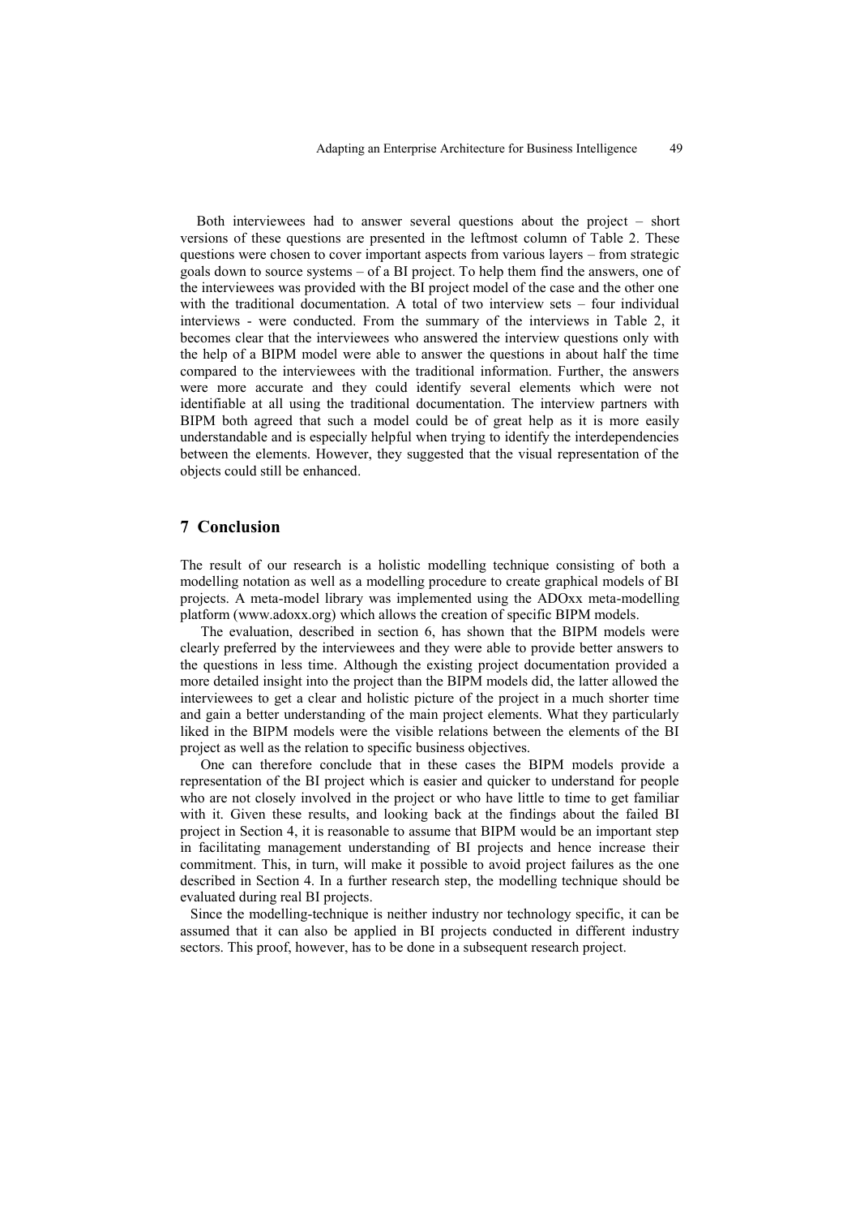Both interviewees had to answer several questions about the project – short versions of these questions are presented in the leftmost column of Table 2. These questions were chosen to cover important aspects from various layers – from strategic goals down to source systems – of a BI project. To help them find the answers, one of the interviewees was provided with the BI project model of the case and the other one with the traditional documentation. A total of two interview sets – four individual interviews - were conducted. From the summary of the interviews in Table 2, it becomes clear that the interviewees who answered the interview questions only with the help of a BIPM model were able to answer the questions in about half the time compared to the interviewees with the traditional information. Further, the answers were more accurate and they could identify several elements which were not identifiable at all using the traditional documentation. The interview partners with BIPM both agreed that such a model could be of great help as it is more easily understandable and is especially helpful when trying to identify the interdependencies between the elements. However, they suggested that the visual representation of the objects could still be enhanced.

## 7 Conclusion

The result of our research is a holistic modelling technique consisting of both a modelling notation as well as a modelling procedure to create graphical models of BI projects. A meta-model library was implemented using the ADOxx meta-modelling platform (www.adoxx.org) which allows the creation of specific BIPM models.

The evaluation, described in section 6, has shown that the BIPM models were clearly preferred by the interviewees and they were able to provide better answers to the questions in less time. Although the existing project documentation provided a more detailed insight into the project than the BIPM models did, the latter allowed the interviewees to get a clear and holistic picture of the project in a much shorter time and gain a better understanding of the main project elements. What they particularly liked in the BIPM models were the visible relations between the elements of the BI project as well as the relation to specific business objectives.

One can therefore conclude that in these cases the BIPM models provide a representation of the BI project which is easier and quicker to understand for people who are not closely involved in the project or who have little to time to get familiar with it. Given these results, and looking back at the findings about the failed BI project in Section 4, it is reasonable to assume that BIPM would be an important step in facilitating management understanding of BI projects and hence increase their commitment. This, in turn, will make it possible to avoid project failures as the one described in Section 4. In a further research step, the modelling technique should be evaluated during real BI projects.

Since the modelling-technique is neither industry nor technology specific, it can be assumed that it can also be applied in BI projects conducted in different industry sectors. This proof, however, has to be done in a subsequent research project.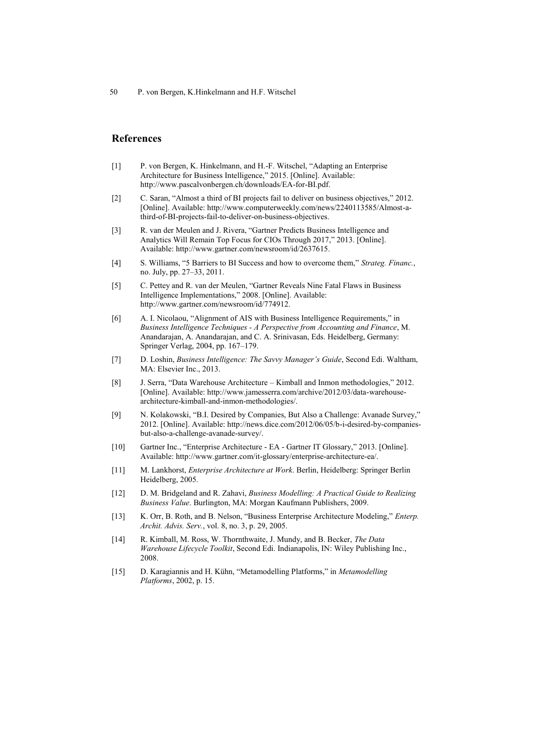## References

[1] P. von Bergen, K. Hinkelmann, and H.-F. Witschel, "Adapting an Enterprise Architecture for Business Intelligence," 2015. [Online]. Available: http://www.pascalvonbergen.ch/downloads/EA-for-BI.pdf.

[2] C. Saran, "Almost a third of BI projects fail to deliver on business objectives," 2012. [Online]. Available: http://www.computerweekly.com/news/2240113585/Almost-a-third-of-BI-projects-fail-to-deliver-on-business-objectives.

[3] R. van der Meulen and J. Rivera, "Gartner Predicts Business Intelligence and Analytics Will Remain Top Focus for CIOs Through 2017," 2013. [Online]. Available: http://www.gartner.com/newsroom/id/2637615.

[4] S. Williams, "5 Barriers to BI Success and how to overcome them," *Strateg. Financ.*, no. July, pp. 27–33, 2011.

[5] C. Pettey and R. van der Meulen, "Gartner Reveals Nine Fatal Flaws in Business Intelligence Implementations," 2008. [Online]. Available: http://www.gartner.com/newsroom/id/774912.

[6] A. I. Nicolaou, "Alignment of AIS with Business Intelligence Requirements," in *Business Intelligence Techniques - A Perspective from Accounting and Finance*, M. Anandarajan, A. Anandarajan, and C. A. Srinivasan, Eds. Heidelberg, Germany: Springer Verlag, 2004, pp. 167–179.

[7] D. Loshin, *Business Intelligence: The Savvy Manager's Guide*, Second Edi. Waltham, MA: Elsevier Inc., 2013.

[8] J. Serra, "Data Warehouse Architecture – Kimball and Inmon methodologies," 2012. [Online]. Available: http://www.jamesserra.com/archive/2012/03/data-warehouse-architecture-kimball-and-inmon-methodologies/.

[9] N. Kolakowski, "B.I. Desired by Companies, But Also a Challenge: Avanade Survey," 2012. [Online]. Available: http://news.dice.com/2012/06/05/b-i-desired-by-companies-but-also-a-challenge-avanade-survey/.

[10] Gartner Inc., "Enterprise Architecture - EA - Gartner IT Glossary," 2013. [Online]. Available: http://www.gartner.com/it-glossary/enterprise-architecture-ea/.

[11] M. Lankhorst, *Enterprise Architecture at Work*. Berlin, Heidelberg: Springer Berlin Heidelberg, 2005.

[12] D. M. Bridgeland and R. Zahavi, *Business Modelling: A Practical Guide to Realizing Business Value*. Burlington, MA: Morgan Kaufmann Publishers, 2009.

[13] K. Orr, B. Roth, and B. Nelson, "Business Enterprise Architecture Modeling," *Enterp. Archit. Advis. Serv.*, vol. 8, no. 3, p. 29, 2005.

[14] R. Kimball, M. Ross, W. Thornthwaite, J. Mundy, and B. Becker, *The Data Warehouse Lifecycle Toolkit*, Second Edi. Indianapolis, IN: Wiley Publishing Inc., 2008.

[15] D. Karagiannis and H. Kühn, "Metamodelling Platforms," in *Metamodelling Platforms*, 2002, p. 15.